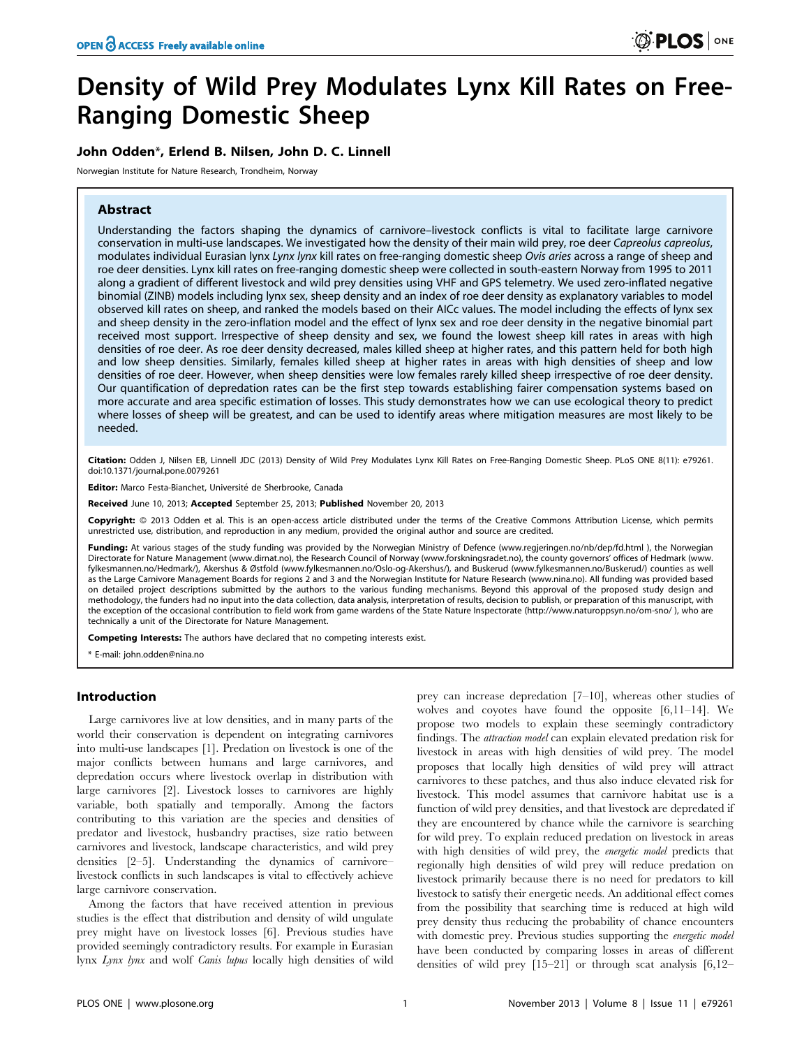# Density of Wild Prey Modulates Lynx Kill Rates on Free-Ranging Domestic Sheep

**John Odden*, Erlend B. Nilsen, John D. C. Linnell**

Norwegian Institute for Nature Research, Trondheim, Norway

## Abstract

Understanding the factors shaping the dynamics of carnivore–livestock conflicts is vital to facilitate large carnivore conservation in multi-use landscapes. We investigated how the density of their main wild prey, roe deer *Capreolus capreolus*, modulates individual Eurasian lynx *Lynx lynx* kill rates on free-ranging domestic sheep *Ovis aries* across a range of sheep and roe deer densities. Lynx kill rates on free-ranging domestic sheep were collected in south-eastern Norway from 1995 to 2011 along a gradient of different livestock and wild prey densities using VHF and GPS telemetry. We used zero-inflated negative binomial (ZINB) models including lynx sex, sheep density and an index of roe deer density as explanatory variables to model observed kill rates on sheep, and ranked the models based on their AICc values. The model including the effects of lynx sex and sheep density in the zero-inflation model and the effect of lynx sex and roe deer density in the negative binomial part received most support. Irrespective of sheep density and sex, we found the lowest sheep kill rates in areas with high densities of roe deer. As roe deer density decreased, males killed sheep at higher rates, and this pattern held for both high and low sheep densities. Similarly, females killed sheep at higher rates in areas with high densities of sheep and low densities of roe deer. However, when sheep densities were low females rarely killed sheep irrespective of roe deer density. Our quantification of depredation rates can be the first step towards establishing fairer compensation systems based on more accurate and area specific estimation of losses. This study demonstrates how we can use ecological theory to predict where losses of sheep will be greatest, and can be used to identify areas where mitigation measures are most likely to be needed.

**Citation:** Odden J, Nilsen EB, Linnell JDC (2013) Density of Wild Prey Modulates Lynx Kill Rates on Free-Ranging Domestic Sheep. PLoS ONE 8(11): e79261. doi:10.1371/journal.pone.0079261

**Editor:** Marco Festa-Bianchet, Université de Sherbrooke, Canada

**Received** June 10, 2013; **Accepted** September 25, 2013; **Published** November 20, 2013

**Copyright:** © 2013 Odden et al. This is an open-access article distributed under the terms of the Creative Commons Attribution License, which permits unrestricted use, distribution, and reproduction in any medium, provided the original author and source are credited.

**Funding:** At various stages of the study funding was provided by the Norwegian Ministry of Defence (www.regjeringen.no/nb/dep/fd.html ), the Norwegian Directorate for Nature Management (www.dirnat.no), the Research Council of Norway (www.forskningsradet.no), the county governors' offices of Hedmark (www.fylkesmannen.no/Hedmark/), Akershus & Østfold (www.fylkesmannen.no/Oslo-og-Akershus/), and Buskerud (www.fylkesmannen.no/Buskerud/) counties as well as the Large Carnivore Management Boards for regions 2 and 3 and the Norwegian Institute for Nature Research (www.nina.no). All funding was provided based on detailed project descriptions submitted by the authors to the various funding mechanisms. Beyond this approval of the proposed study design and methodology, the funders had no input into the data collection, data analysis, interpretation of results, decision to publish, or preparation of this manuscript, with the exception of the occasional contribution to field work from game wardens of the State Nature Inspectorate (http://www.naturoppsyn.no/om-sno/ ), who are technically a unit of the Directorate for Nature Management.

**Competing Interests:** The authors have declared that no competing interests exist.

\* E-mail: john.odden@nina.no

## Introduction

Large carnivores live at low densities, and in many parts of the world their conservation is dependent on integrating carnivores into multi-use landscapes [1]. Predation on livestock is one of the major conflicts between humans and large carnivores, and depredation occurs where livestock overlap in distribution with large carnivores [2]. Livestock losses to carnivores are highly variable, both spatially and temporally. Among the factors contributing to this variation are the species and densities of predator and livestock, husbandry practises, size ratio between carnivores and livestock, landscape characteristics, and wild prey densities [2–5]. Understanding the dynamics of carnivore–livestock conflicts in such landscapes is vital to effectively achieve large carnivore conservation.

Among the factors that have received attention in previous studies is the effect that distribution and density of wild ungulate prey might have on livestock losses [6]. Previous studies have provided seemingly contradictory results. For example in Eurasian lynx *Lynx lynx* and wolf *Canis lupus* locally high densities of wild prey can increase depredation [7–10], whereas other studies of wolves and coyotes have found the opposite [6,11–14]. We propose two models to explain these seemingly contradictory findings. The *attraction model* can explain elevated predation risk for livestock in areas with high densities of wild prey. The model proposes that locally high densities of wild prey will attract carnivores to these patches, and thus also induce elevated risk for livestock. This model assumes that carnivore habitat use is a function of wild prey densities, and that livestock are depredated if they are encountered by chance while the carnivore is searching for wild prey. To explain reduced predation on livestock in areas with high densities of wild prey, the *energetic model* predicts that regionally high densities of wild prey will reduce predation on livestock primarily because there is no need for predators to kill livestock to satisfy their energetic needs. An additional effect comes from the possibility that searching time is reduced at high wild prey density thus reducing the probability of chance encounters with domestic prey. Previous studies supporting the *energetic model* have been conducted by comparing losses in areas of different densities of wild prey [15–21] or through scat analysis [6,12–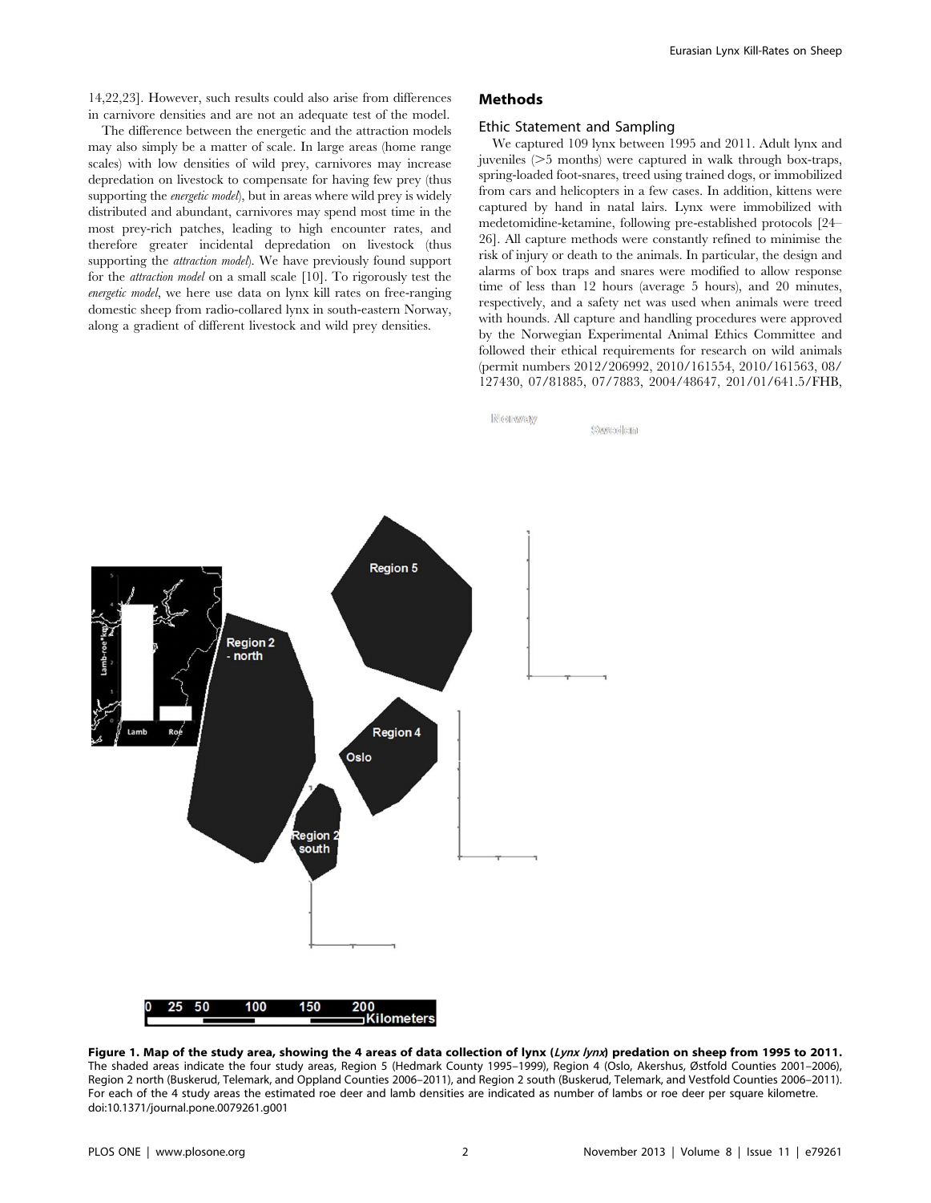14,22,23]. However, such results could also arise from differences in carnivore densities and are not an adequate test of the model.

The difference between the energetic and the attraction models may also simply be a matter of scale. In large areas (home range scales) with low densities of wild prey, carnivores may increase depredation on livestock to compensate for having few prey (thus supporting the *energetic model*), but in areas where wild prey is widely distributed and abundant, carnivores may spend most time in the most prey-rich patches, leading to high encounter rates, and therefore greater incidental depredation on livestock (thus supporting the *attraction model*). We have previously found support for the *attraction model* on a small scale [10]. To rigorously test the *energetic model*, we here use data on lynx kill rates on free-ranging domestic sheep from radio-collared lynx in south-eastern Norway, along a gradient of different livestock and wild prey densities.

## Methods

### Ethic Statement and Sampling

We captured 109 lynx between 1995 and 2011. Adult lynx and juveniles (>5 months) were captured in walk through box-traps, spring-loaded foot-snares, treed using trained dogs, or immobilized from cars and helicopters in a few cases. In addition, kittens were captured by hand in natal lairs. Lynx were immobilized with medetomidine-ketamine, following pre-established protocols [24–26]. All capture methods were constantly refined to minimise the risk of injury or death to the animals. In particular, the design and alarms of box traps and snares were modified to allow response time of less than 12 hours (average 5 hours), and 20 minutes, respectively, and a safety net was used when animals were treed with hounds. All capture and handling procedures were approved by the Norwegian Experimental Animal Ethics Committee and followed their ethical requirements for research on wild animals (permit numbers 2012/206992, 2010/161554, 2010/161563, 08/127430, 07/81885, 07/7883, 2004/48647, 201/01/641.5/FHB,

**Figure 1. Map of the study area, showing the 4 areas of data collection of lynx (*Lynx lynx*) predation on sheep from 1995 to 2011.** The shaded areas indicate the four study areas, Region 5 (Hedmark County 1995–1999), Region 4 (Oslo, Akershus, Østfold Counties 2001–2006), Region 2 north (Buskerud, Telemark, and Oppland Counties 2006–2011), and Region 2 south (Buskerud, Telemark, and Vestfold Counties 2006–2011). For each of the 4 study areas the estimated roe deer and lamb densities are indicated as number of lambs or roe deer per square kilometre.
doi:10.1371/journal.pone.0079261.g001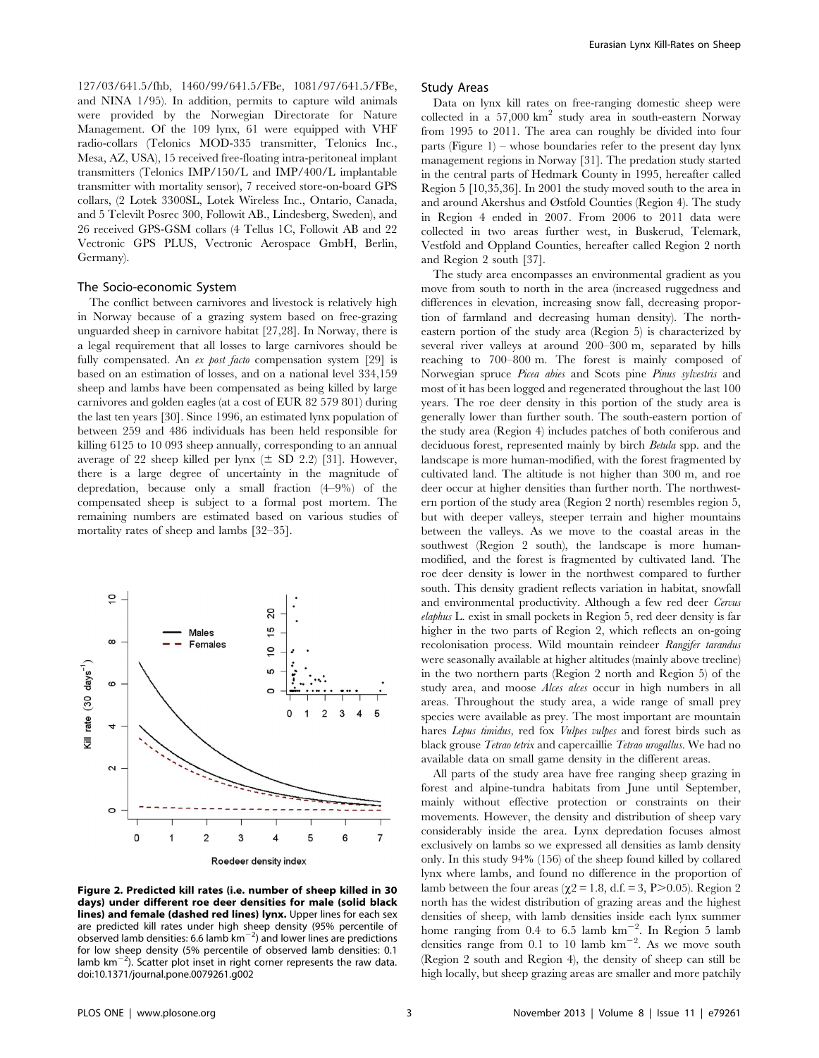127/03/641.5/fhb, 1460/99/641.5/FBe, 1081/97/641.5/FBe, and NINA 1/95). In addition, permits to capture wild animals were provided by the Norwegian Directorate for Nature Management. Of the 109 lynx, 61 were equipped with VHF radio-collars (Telonics MOD-335 transmitter, Telonics Inc., Mesa, AZ, USA), 15 received free-floating intra-peritoneal implant transmitters (Telonics IMP/150/L and IMP/400/L implantable transmitter with mortality sensor), 7 received store-on-board GPS collars, (2 Lotek 3300SL, Lotek Wireless Inc., Ontario, Canada, and 5 Televilt Posrec 300, Followit AB., Lindesberg, Sweden), and 26 received GPS-GSM collars (4 Tellus 1C, Followit AB and 22 Vectronic GPS PLUS, Vectronic Aerospace GmbH, Berlin, Germany).

## The Socio-economic System

The conflict between carnivores and livestock is relatively high in Norway because of a grazing system based on free-grazing unguarded sheep in carnivore habitat [27,28]. In Norway, there is a legal requirement that all losses to large carnivores should be fully compensated. An *ex post facto* compensation system [29] is based on an estimation of losses, and on a national level 334,159 sheep and lambs have been compensated as being killed by large carnivores and golden eagles (at a cost of EUR 82 579 801) during the last ten years [30]. Since 1996, an estimated lynx population of between 259 and 486 individuals has been held responsible for killing 6125 to 10 093 sheep annually, corresponding to an annual average of 22 sheep killed per lynx (± SD 2.2) [31]. However, there is a large degree of uncertainty in the magnitude of depredation, because only a small fraction (4–9%) of the compensated sheep is subject to a formal post mortem. The remaining numbers are estimated based on various studies of mortality rates of sheep and lambs [32–35].

**Figure 2. Predicted kill rates (i.e. number of sheep killed in 30 days) under different roe deer densities for male (solid black lines) and female (dashed red lines) lynx.** Upper lines for each sex are predicted kill rates under high sheep density (95% percentile of observed lamb densities: 6.6 lamb $km^{-2}$) and lower lines are predictions for low sheep density (5% percentile of observed lamb densities: 0.1 lamb $km^{-2}$). Scatter plot inset in right corner represents the raw data. doi:10.1371/journal.pone.0079261.g002

## Study Areas

Data on lynx kill rates on free-ranging domestic sheep were collected in a 57,000 $km^2$ study area in south-eastern Norway from 1995 to 2011. The area can roughly be divided into four parts (Figure 1) – whose boundaries refer to the present day lynx management regions in Norway [31]. The predation study started in the central parts of Hedmark County in 1995, hereafter called Region 5 [10,35,36]. In 2001 the study moved south to the area in and around Akershus and Østfold Counties (Region 4). The study in Region 4 ended in 2007. From 2006 to 2011 data were collected in two areas further west, in Buskerud, Telemark, Vestfold and Oppland Counties, hereafter called Region 2 north and Region 2 south [37].

The study area encompasses an environmental gradient as you move from south to north in the area (increased ruggedness and differences in elevation, increasing snow fall, decreasing proportion of farmland and decreasing human density). The north-eastern portion of the study area (Region 5) is characterized by several river valleys at around 200–300 m, separated by hills reaching to 700–800 m. The forest is mainly composed of Norwegian spruce *Picea abies* and Scots pine *Pinus sylvestris* and most of it has been logged and regenerated throughout the last 100 years. The roe deer density in this portion of the study area is generally lower than further south. The south-eastern portion of the study area (Region 4) includes patches of both coniferous and deciduous forest, represented mainly by birch *Betula* spp. and the landscape is more human-modified, with the forest fragmented by cultivated land. The altitude is not higher than 300 m, and roe deer occur at higher densities than further north. The northwestern portion of the study area (Region 2 north) resembles region 5, but with deeper valleys, steeper terrain and higher mountains between the valleys. As we move to the coastal areas in the southwest (Region 2 south), the landscape is more human-modified, and the forest is fragmented by cultivated land. The roe deer density is lower in the northwest compared to further south. This density gradient reflects variation in habitat, snowfall and environmental productivity. Although a few red deer *Cervus elaphus* L. exist in small pockets in Region 5, red deer density is far higher in the two parts of Region 2, which reflects an on-going recolonisation process. Wild mountain reindeer *Rangifer tarandus* were seasonally available at higher altitudes (mainly above treeline) in the two northern parts (Region 2 north and Region 5) of the study area, and moose *Alces alces* occur in high numbers in all areas. Throughout the study area, a wide range of small prey species were available as prey. The most important are mountain hares *Lepus timidus*, red fox *Vulpes vulpes* and forest birds such as black grouse *Tetrao tetrix* and capercaillie *Tetrao urogallus*. We had no available data on small game density in the different areas.

All parts of the study area have free ranging sheep grazing in forest and alpine-tundra habitats from June until September, mainly without effective protection or constraints on their movements. However, the density and distribution of sheep vary considerably inside the area. Lynx depredation focuses almost exclusively on lambs so we expressed all densities as lamb density only. In this study 94% (156) of the sheep found killed by collared lynx where lambs, and found no difference in the proportion of lamb between the four areas ($\chi 2 = 1.8$, d.f. = 3, $P > 0.05$). Region 2 north has the widest distribution of grazing areas and the highest densities of sheep, with lamb densities inside each lynx summer home ranging from 0.4 to 6.5 lamb $km^{-2}$. In Region 5 lamb densities range from 0.1 to 10 lamb $km^{-2}$. As we move south (Region 2 south and Region 4), the density of sheep can still be high locally, but sheep grazing areas are smaller and more patchily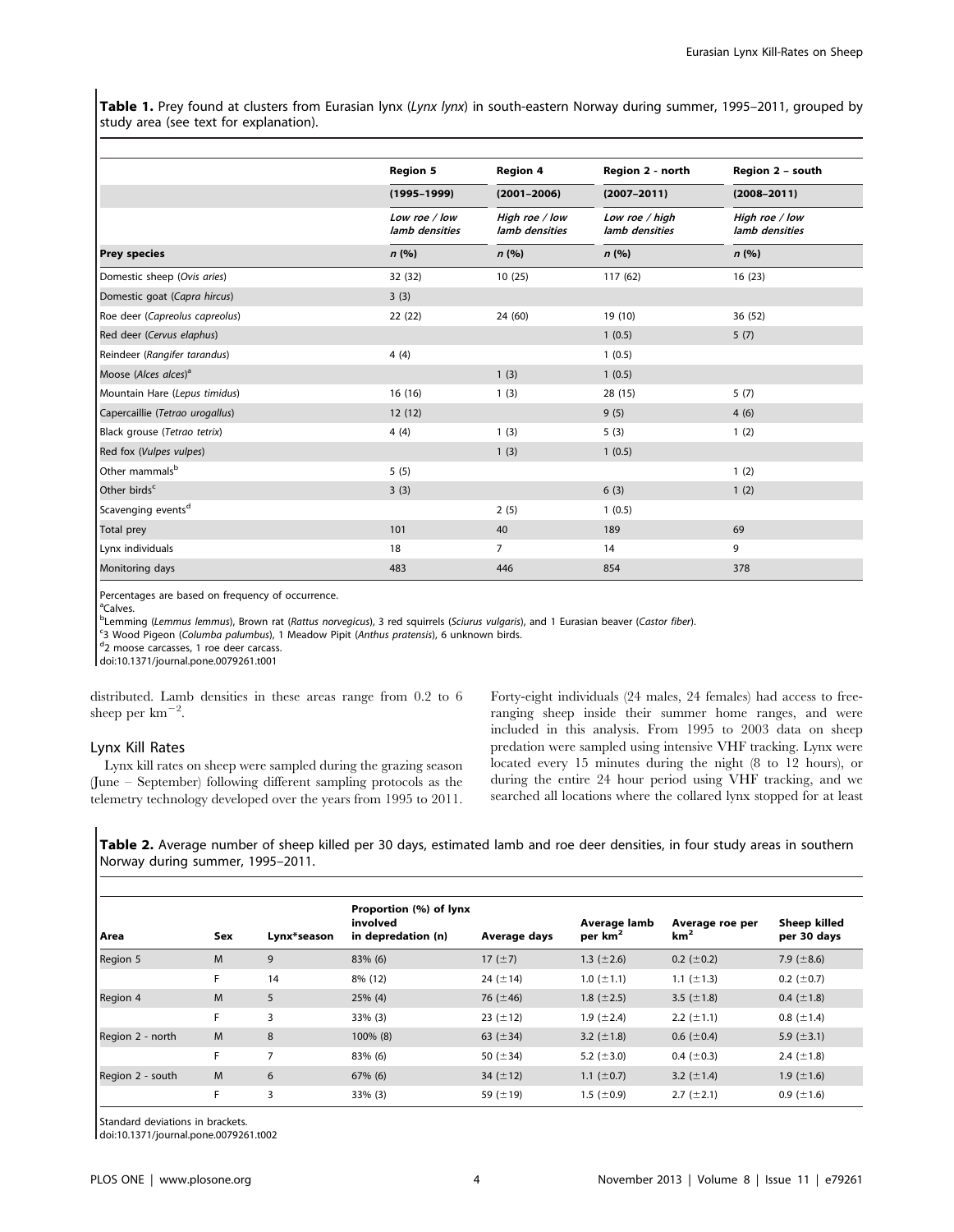**Table 1.** Prey found at clusters from Eurasian lynx (*Lynx lynx*) in south-eastern Norway during summer, 1995–2011, grouped by study area (see text for explanation).

| | Region 5 | Region 4 | Region 2 - north | Region 2 – south |
|---|---|---|---|---|
| | (1995–1999) | (2001–2006) | (2007–2011) | (2008–2011) |
| | *Low roe / low lamb densities* | *High roe / low lamb densities* | *Low roe / high lamb densities* | *High roe / low lamb densities* |
| **Prey species** | *n* (%) | *n* (%) | *n* (%) | *n* (%) |
| Domestic sheep (*Ovis aries*) | 32 (32) | 10 (25) | 117 (62) | 16 (23) |
| Domestic goat (*Capra hircus*) | 3 (3) | | | |
| Roe deer (*Capreolus capreolus*) | 22 (22) | 24 (60) | 19 (10) | 36 (52) |
| Red deer (*Cervus elaphus*) | | | 1 (0.5) | 5 (7) |
| Reindeer (*Rangifer tarandus*) | 4 (4) | | 1 (0.5) | |
| Moose (*Alces alces*)[a] | | 1 (3) | 1 (0.5) | |
| Mountain Hare (*Lepus timidus*) | 16 (16) | 1 (3) | 28 (15) | 5 (7) |
| Capercaillie (*Tetrao urogallus*) | 12 (12) | | 9 (5) | 4 (6) |
| Black grouse (*Tetrao tetrix*) | 4 (4) | 1 (3) | 5 (3) | 1 (2) |
| Red fox (*Vulpes vulpes*) | | 1 (3) | 1 (0.5) | |
| Other mammals[b] | 5 (5) | | | 1 (2) |
| Other birds[c] | 3 (3) | | 6 (3) | 1 (2) |
| Scavenging events[d] | | 2 (5) | 1 (0.5) | |
| Total prey | 101 | 40 | 189 | 69 |
| Lynx individuals | 18 | 7 | 14 | 9 |
| Monitoring days | 483 | 446 | 854 | 378 |

Percentages are based on frequency of occurrence.
[a]Calves.
[b]Lemming (*Lemmus lemmus*), Brown rat (*Rattus norvegicus*), 3 red squirrels (*Sciurus vulgaris*), and 1 Eurasian beaver (*Castor fiber*).
[c]3 Wood Pigeon (*Columba palumbus*), 1 Meadow Pipit (*Anthus pratensis*), 6 unknown birds.
[d]2 moose carcasses, 1 roe deer carcass.
doi:10.1371/journal.pone.0079261.t001

distributed. Lamb densities in these areas range from 0.2 to 6 sheep per $km^{-2}$.

## Lynx Kill Rates

Lynx kill rates on sheep were sampled during the grazing season (June – September) following different sampling protocols as the telemetry technology developed over the years from 1995 to 2011. Forty-eight individuals (24 males, 24 females) had access to free-ranging sheep inside their summer home ranges, and were included in this analysis. From 1995 to 2003 data on sheep predation were sampled using intensive VHF tracking. Lynx were located every 15 minutes during the night (8 to 12 hours), or during the entire 24 hour period using VHF tracking, and we searched all locations where the collared lynx stopped for at least

**Table 2.** Average number of sheep killed per 30 days, estimated lamb and roe deer densities, in four study areas in southern Norway during summer, 1995–2011.

| Area | Sex | Lynx*season | Proportion (%) of lynx involved in depredation (n) | Average days | Average lamb per $km^2$ | Average roe per $km^2$ | Sheep killed per 30 days |
|---|---|---|---|---|---|---|---|
| Region 5 | M | 9 | 83% (6) | 17 (±7) | 1.3 (±2.6) | 0.2 (±0.2) | 7.9 (±8.6) |
| | F | 14 | 8% (12) | 24 (±14) | 1.0 (±1.1) | 1.1 (±1.3) | 0.2 (±0.7) |
| Region 4 | M | 5 | 25% (4) | 76 (±46) | 1.8 (±2.5) | 3.5 (±1.8) | 0.4 (±1.8) |
| | F | 3 | 33% (3) | 23 (±12) | 1.9 (±2.4) | 2.2 (±1.1) | 0.8 (±1.4) |
| Region 2 - north | M | 8 | 100% (8) | 63 (±34) | 3.2 (±1.8) | 0.6 (±0.4) | 5.9 (±3.1) |
| | F | 7 | 83% (6) | 50 (±34) | 5.2 (±3.0) | 0.4 (±0.3) | 2.4 (±1.8) |
| Region 2 - south | M | 6 | 67% (6) | 34 (±12) | 1.1 (±0.7) | 3.2 (±1.4) | 1.9 (±1.6) |
| | F | 3 | 33% (3) | 59 (±19) | 1.5 (±0.9) | 2.7 (±2.1) | 0.9 (±1.6) |

Standard deviations in brackets.
doi:10.1371/journal.pone.0079261.t002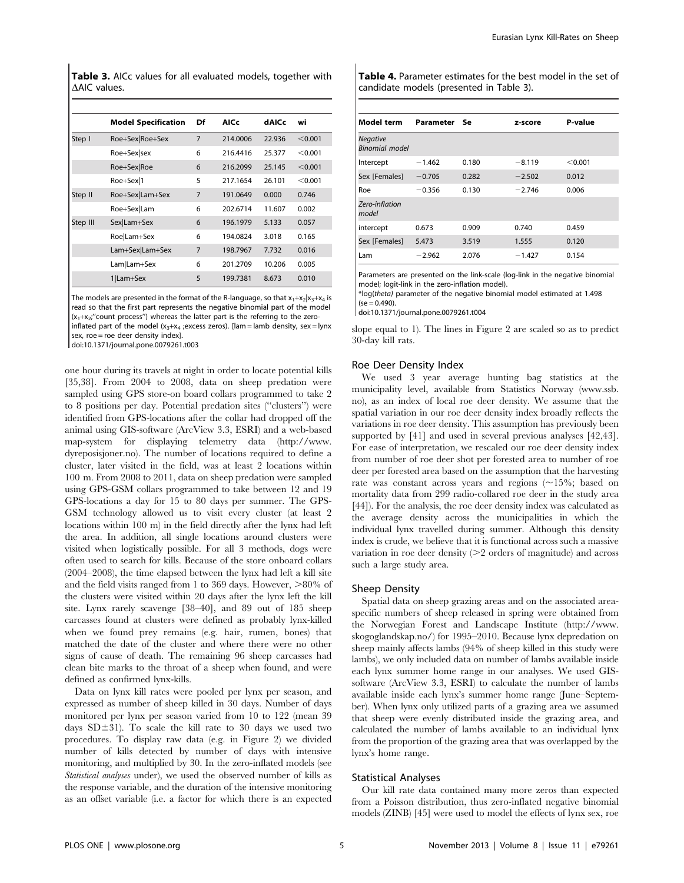**Table 3.** AICc values for all evaluated models, together with ΔAIC values.

| | Model Specification | Df | AICc | dAICc | wi |
|---|---|---|---|---|---|
| Step I | Roe+Sex\|Roe+Sex | 7 | 214.0006 | 22.936 | <0.001 |
| | Roe+Sex\|sex | 6 | 216.4416 | 25.377 | <0.001 |
| | Roe+Sex\|Roe | 6 | 216.2099 | 25.145 | <0.001 |
| | Roe+Sex\|1 | 5 | 217.1654 | 26.101 | <0.001 |
| Step II | Roe+Sex\|Lam+Sex | 7 | 191.0649 | 0.000 | 0.746 |
| | Roe+Sex\|Lam | 6 | 202.6714 | 11.607 | 0.002 |
| Step III | Sex\|Lam+Sex | 6 | 196.1979 | 5.133 | 0.057 |
| | Roe\|Lam+Sex | 6 | 194.0824 | 3.018 | 0.165 |
| | Lam+Sex\|Lam+Sex | 7 | 198.7967 | 7.732 | 0.016 |
| | Lam\|Lam+Sex | 6 | 201.2709 | 10.206 | 0.005 |
| | 1\|Lam+Sex | 5 | 199.7381 | 8.673 | 0.010 |

The models are presented in the format of the R-language, so that $x_1+x_2|x_3+x_4$ is read so that the first part represents the negative binomial part of the model ($x_1+x_2$;"count process") whereas the latter part is the referring to the zero-inflated part of the model ($x_3+x_4$ ;excess zeros). [lam = lamb density, sex = lynx sex, roe = roe deer density index].

doi:10.1371/journal.pone.0079261.t003

one hour during its travels at night in order to locate potential kills [35,38]. From 2004 to 2008, data on sheep predation were sampled using GPS store-on board collars programmed to take 2 to 8 positions per day. Potential predation sites ("clusters") were identified from GPS-locations after the collar had dropped off the animal using GIS-software (ArcView 3.3, ESRI) and a web-based map-system for displaying telemetry data (http://www.dyreposisjoner.no). The number of locations required to define a cluster, later visited in the field, was at least 2 locations within 100 m. From 2008 to 2011, data on sheep predation were sampled using GPS-GSM collars programmed to take between 12 and 19 GPS-locations a day for 15 to 80 days per summer. The GPS-GSM technology allowed us to visit every cluster (at least 2 locations within 100 m) in the field directly after the lynx had left the area. In addition, all single locations around clusters were visited when logistically possible. For all 3 methods, dogs were often used to search for kills. Because of the store onboard collars (2004–2008), the time elapsed between the lynx had left a kill site and the field visits ranged from 1 to 369 days. However, >80% of the clusters were visited within 20 days after the lynx left the kill site. Lynx rarely scavenge [38–40], and 89 out of 185 sheep carcasses found at clusters were defined as probably lynx-killed when we found prey remains (e.g. hair, rumen, bones) that matched the date of the cluster and where there were no other signs of cause of death. The remaining 96 sheep carcasses had clean bite marks to the throat of a sheep when found, and were defined as confirmed lynx-kills.

Data on lynx kill rates were pooled per lynx per season, and expressed as number of sheep killed in 30 days. Number of days monitored per lynx per season varied from 10 to 122 (mean 39 days SD±31). To scale the kill rate to 30 days we used two procedures. To display raw data (e.g. in Figure 2) we divided number of kills detected by number of days with intensive monitoring, and multiplied by 30. In the zero-inflated models (see *Statistical analyses* under), we used the observed number of kills as the response variable, and the duration of the intensive monitoring as an offset variable (i.e. a factor for which there is an expected slope equal to 1). The lines in Figure 2 are scaled so as to predict 30-day kill rats.

**Table 4.** Parameter estimates for the best model in the set of candidate models (presented in Table 3).

| Model term | Parameter | Se | z-score | P-value |
|---|---|---|---|---|
| *Negative Binomial model* | | | | |
| Intercept | −1.462 | 0.180 | −8.119 | <0.001 |
| Sex [Females] | −0.705 | 0.282 | −2.502 | 0.012 |
| Roe | −0.356 | 0.130 | −2.746 | 0.006 |
| *Zero-inflation model* | | | | |
| intercept | 0.673 | 0.909 | 0.740 | 0.459 |
| Sex [Females] | 5.473 | 3.519 | 1.555 | 0.120 |
| Lam | −2.962 | 2.076 | −1.427 | 0.154 |

Parameters are presented on the link-scale (log-link in the negative binomial model; logit-link in the zero-inflation model).

*log(*theta*) parameter of the negative binomial model estimated at 1.498 (se = 0.490).

doi:10.1371/journal.pone.0079261.t004

## Roe Deer Density Index

We used 3 year average hunting bag statistics at the municipality level, available from Statistics Norway (www.ssb.no), as an index of local roe deer density. We assume that the spatial variation in our roe deer density index broadly reflects the variations in roe deer density. This assumption has previously been supported by [41] and used in several previous analyses [42,43]. For ease of interpretation, we rescaled our roe deer density index from number of roe deer shot per forested area to number of roe deer per forested area based on the assumption that the harvesting rate was constant across years and regions (~15%; based on mortality data from 299 radio-collared roe deer in the study area [44]). For the analysis, the roe deer density index was calculated as the average density across the municipalities in which the individual lynx travelled during summer. Although this density index is crude, we believe that it is functional across such a massive variation in roe deer density (>2 orders of magnitude) and across such a large study area.

## Sheep Density

Spatial data on sheep grazing areas and on the associated area-specific numbers of sheep released in spring were obtained from the Norwegian Forest and Landscape Institute (http://www.skogoglandskap.no/) for 1995–2010. Because lynx depredation on sheep mainly affects lambs (94% of sheep killed in this study were lambs), we only included data on number of lambs available inside each lynx summer home range in our analyses. We used GIS-software (ArcView 3.3, ESRI) to calculate the number of lambs available inside each lynx's summer home range (June–September). When lynx only utilized parts of a grazing area we assumed that sheep were evenly distributed inside the grazing area, and calculated the number of lambs available to an individual lynx from the proportion of the grazing area that was overlapped by the lynx's home range.

## Statistical Analyses

Our kill rate data contained many more zeros than expected from a Poisson distribution, thus zero-inflated negative binomial models (ZINB) [45] were used to model the effects of lynx sex, roe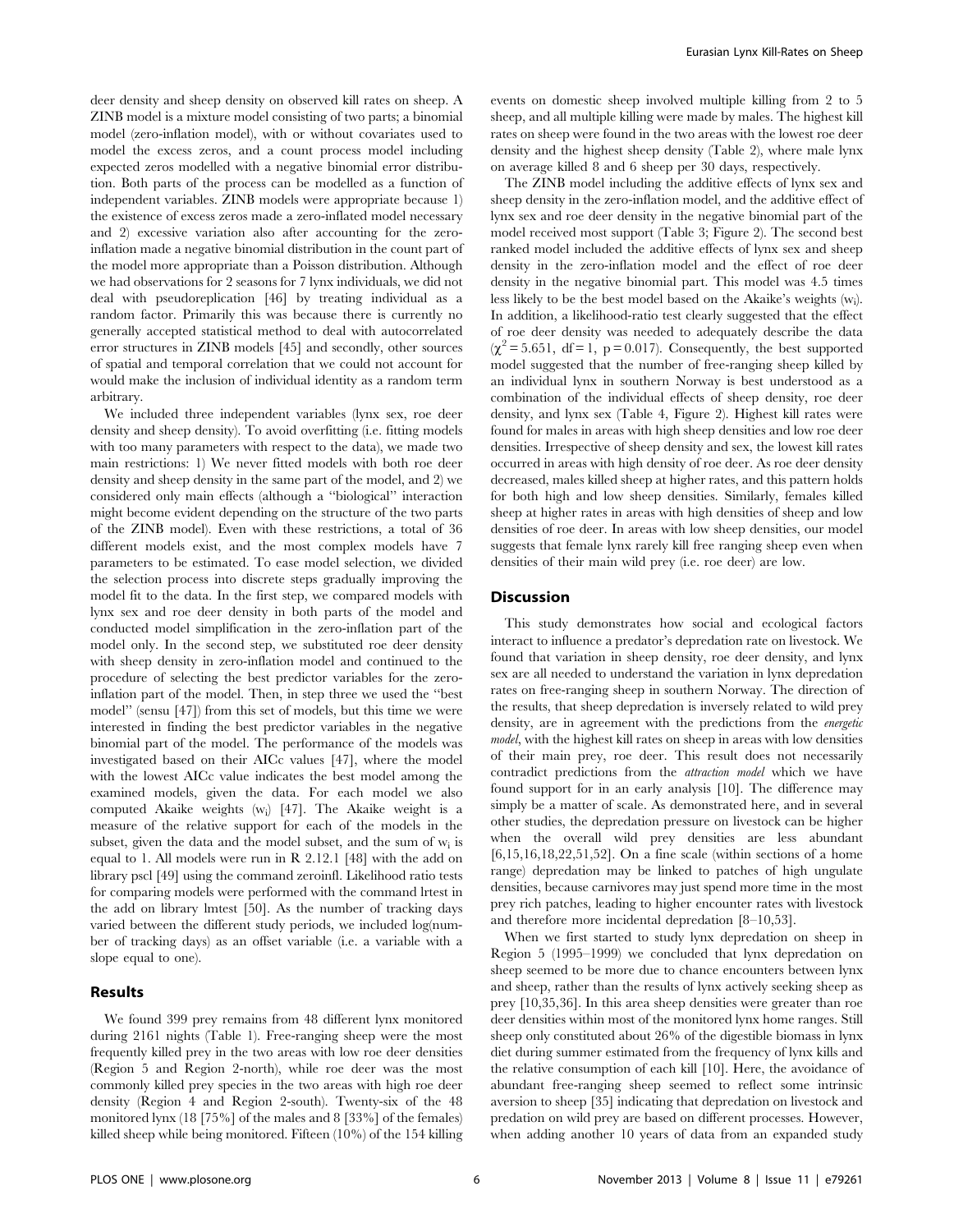deer density and sheep density on observed kill rates on sheep. A ZINB model is a mixture model consisting of two parts; a binomial model (zero-inflation model), with or without covariates used to model the excess zeros, and a count process model including expected zeros modelled with a negative binomial error distribution. Both parts of the process can be modelled as a function of independent variables. ZINB models were appropriate because 1) the existence of excess zeros made a zero-inflated model necessary and 2) excessive variation also after accounting for the zero-inflation made a negative binomial distribution in the count part of the model more appropriate than a Poisson distribution. Although we had observations for 2 seasons for 7 lynx individuals, we did not deal with pseudoreplication [46] by treating individual as a random factor. Primarily this was because there is currently no generally accepted statistical method to deal with autocorrelated error structures in ZINB models [45] and secondly, other sources of spatial and temporal correlation that we could not account for would make the inclusion of individual identity as a random term arbitrary.

We included three independent variables (lynx sex, roe deer density and sheep density). To avoid overfitting (i.e. fitting models with too many parameters with respect to the data), we made two main restrictions: 1) We never fitted models with both roe deer density and sheep density in the same part of the model, and 2) we considered only main effects (although a "biological" interaction might become evident depending on the structure of the two parts of the ZINB model). Even with these restrictions, a total of 36 different models exist, and the most complex models have 7 parameters to be estimated. To ease model selection, we divided the selection process into discrete steps gradually improving the model fit to the data. In the first step, we compared models with lynx sex and roe deer density in both parts of the model and conducted model simplification in the zero-inflation part of the model only. In the second step, we substituted roe deer density with sheep density in zero-inflation model and continued to the procedure of selecting the best predictor variables for the zero-inflation part of the model. Then, in step three we used the "best model" (sensu [47]) from this set of models, but this time we were interested in finding the best predictor variables in the negative binomial part of the model. The performance of the models was investigated based on their AICc values [47], where the model with the lowest AICc value indicates the best model among the examined models, given the data. For each model we also computed Akaike weights ($w_i$) [47]. The Akaike weight is a measure of the relative support for each of the models in the subset, given the data and the model subset, and the sum of $w_i$ is equal to 1. All models were run in R 2.12.1 [48] with the add on library pscl [49] using the command zeroinfl. Likelihood ratio tests for comparing models were performed with the command lrtest in the add on library lmtest [50]. As the number of tracking days varied between the different study periods, we included log(number of tracking days) as an offset variable (i.e. a variable with a slope equal to one).

## Results

We found 399 prey remains from 48 different lynx monitored during 2161 nights (Table 1). Free-ranging sheep were the most frequently killed prey in the two areas with low roe deer densities (Region 5 and Region 2-north), while roe deer was the most commonly killed prey species in the two areas with high roe deer density (Region 4 and Region 2-south). Twenty-six of the 48 monitored lynx (18 [75%] of the males and 8 [33%] of the females) killed sheep while being monitored. Fifteen (10%) of the 154 killing events on domestic sheep involved multiple killing from 2 to 5 sheep, and all multiple killing were made by males. The highest kill rates on sheep were found in the two areas with the lowest roe deer density and the highest sheep density (Table 2), where male lynx on average killed 8 and 6 sheep per 30 days, respectively.

The ZINB model including the additive effects of lynx sex and sheep density in the zero-inflation model, and the additive effect of lynx sex and roe deer density in the negative binomial part of the model received most support (Table 3; Figure 2). The second best ranked model included the additive effects of lynx sex and sheep density in the zero-inflation model and the effect of roe deer density in the negative binomial part. This model was 4.5 times less likely to be the best model based on the Akaike's weights ($w_i$). In addition, a likelihood-ratio test clearly suggested that the effect of roe deer density was needed to adequately describe the data ($\chi^2 = 5.651$, df = 1, p = 0.017). Consequently, the best supported model suggested that the number of free-ranging sheep killed by an individual lynx in southern Norway is best understood as a combination of the individual effects of sheep density, roe deer density, and lynx sex (Table 4, Figure 2). Highest kill rates were found for males in areas with high sheep densities and low roe deer densities. Irrespective of sheep density and sex, the lowest kill rates occurred in areas with high density of roe deer. As roe deer density decreased, males killed sheep at higher rates, and this pattern holds for both high and low sheep densities. Similarly, females killed sheep at higher rates in areas with high densities of sheep and low densities of roe deer. In areas with low sheep densities, our model suggests that female lynx rarely kill free ranging sheep even when densities of their main wild prey (i.e. roe deer) are low.

## Discussion

This study demonstrates how social and ecological factors interact to influence a predator's depredation rate on livestock. We found that variation in sheep density, roe deer density, and lynx sex are all needed to understand the variation in lynx depredation rates on free-ranging sheep in southern Norway. The direction of the results, that sheep depredation is inversely related to wild prey density, are in agreement with the predictions from the *energetic model*, with the highest kill rates on sheep in areas with low densities of their main prey, roe deer. This result does not necessarily contradict predictions from the *attraction model* which we have found support for in an early analysis [10]. The difference may simply be a matter of scale. As demonstrated here, and in several other studies, the depredation pressure on livestock can be higher when the overall wild prey densities are less abundant [6,15,16,18,22,51,52]. On a fine scale (within sections of a home range) depredation may be linked to patches of high ungulate densities, because carnivores may just spend more time in the most prey rich patches, leading to higher encounter rates with livestock and therefore more incidental depredation [8–10,53].

When we first started to study lynx depredation on sheep in Region 5 (1995–1999) we concluded that lynx depredation on sheep seemed to be more due to chance encounters between lynx and sheep, rather than the results of lynx actively seeking sheep as prey [10,35,36]. In this area sheep densities were greater than roe deer densities within most of the monitored lynx home ranges. Still sheep only constituted about 26% of the digestible biomass in lynx diet during summer estimated from the frequency of lynx kills and the relative consumption of each kill [10]. Here, the avoidance of abundant free-ranging sheep seemed to reflect some intrinsic aversion to sheep [35] indicating that depredation on livestock and predation on wild prey are based on different processes. However, when adding another 10 years of data from an expanded study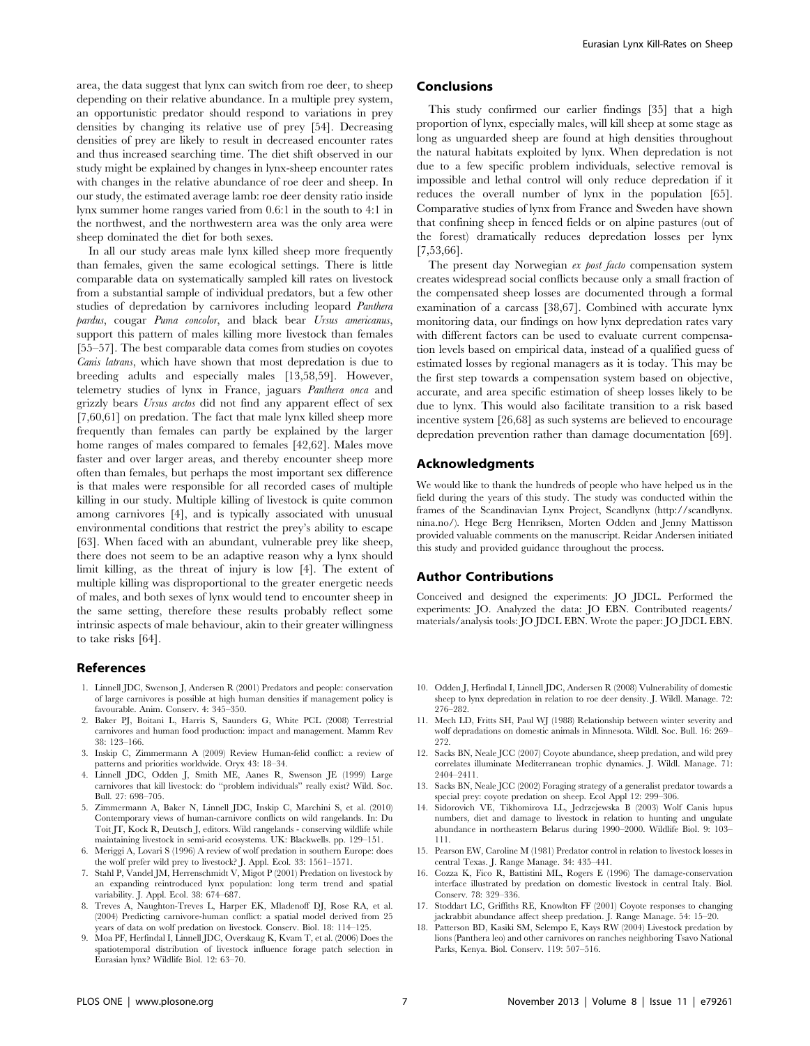area, the data suggest that lynx can switch from roe deer, to sheep depending on their relative abundance. In a multiple prey system, an opportunistic predator should respond to variations in prey densities by changing its relative use of prey [54]. Decreasing densities of prey are likely to result in decreased encounter rates and thus increased searching time. The diet shift observed in our study might be explained by changes in lynx-sheep encounter rates with changes in the relative abundance of roe deer and sheep. In our study, the estimated average lamb: roe deer density ratio inside lynx summer home ranges varied from 0.6:1 in the south to 4:1 in the northwest, and the northwestern area was the only area were sheep dominated the diet for both sexes.

In all our study areas male lynx killed sheep more frequently than females, given the same ecological settings. There is little comparable data on systematically sampled kill rates on livestock from a substantial sample of individual predators, but a few other studies of depredation by carnivores including leopard *Panthera pardus*, cougar *Puma concolor*, and black bear *Ursus americanus*, support this pattern of males killing more livestock than females [55–57]. The best comparable data comes from studies on coyotes *Canis latrans*, which have shown that most depredation is due to breeding adults and especially males [13,58,59]. However, telemetry studies of lynx in France, jaguars *Panthera onca* and grizzly bears *Ursus arctos* did not find any apparent effect of sex [7,60,61] on predation. The fact that male lynx killed sheep more frequently than females can partly be explained by the larger home ranges of males compared to females [42,62]. Males move faster and over larger areas, and thereby encounter sheep more often than females, but perhaps the most important sex difference is that males were responsible for all recorded cases of multiple killing in our study. Multiple killing of livestock is quite common among carnivores [4], and is typically associated with unusual environmental conditions that restrict the prey's ability to escape [63]. When faced with an abundant, vulnerable prey like sheep, there does not seem to be an adaptive reason why a lynx should limit killing, as the threat of injury is low [4]. The extent of multiple killing was disproportional to the greater energetic needs of males, and both sexes of lynx would tend to encounter sheep in the same setting, therefore these results probably reflect some intrinsic aspects of male behaviour, akin to their greater willingness to take risks [64].

## Conclusions

This study confirmed our earlier findings [35] that a high proportion of lynx, especially males, will kill sheep at some stage as long as unguarded sheep are found at high densities throughout the natural habitats exploited by lynx. When depredation is not due to a few specific problem individuals, selective removal is impossible and lethal control will only reduce depredation if it reduces the overall number of lynx in the population [65]. Comparative studies of lynx from France and Sweden have shown that confining sheep in fenced fields or on alpine pastures (out of the forest) dramatically reduces depredation losses per lynx [7,53,66].

The present day Norwegian *ex post facto* compensation system creates widespread social conflicts because only a small fraction of the compensated sheep losses are documented through a formal examination of a carcass [38,67]. Combined with accurate lynx monitoring data, our findings on how lynx depredation rates vary with different factors can be used to evaluate current compensation levels based on empirical data, instead of a qualified guess of estimated losses by regional managers as it is today. This may be the first step towards a compensation system based on objective, accurate, and area specific estimation of sheep losses likely to be due to lynx. This would also facilitate transition to a risk based incentive system [26,68] as such systems are believed to encourage depredation prevention rather than damage documentation [69].

## Acknowledgments

We would like to thank the hundreds of people who have helped us in the field during the years of this study. The study was conducted within the frames of the Scandinavian Lynx Project, Scandlynx (http://scandlynx.nina.no/). Hege Berg Henriksen, Morten Odden and Jenny Mattisson provided valuable comments on the manuscript. Reidar Andersen initiated this study and provided guidance throughout the process.

## Author Contributions

Conceived and designed the experiments: JO JDCL. Performed the experiments: JO. Analyzed the data: JO EBN. Contributed reagents/materials/analysis tools: JO JDCL EBN. Wrote the paper: JO JDCL EBN.

## References

1. Linnell JDC, Swenson J, Andersen R (2001) Predators and people: conservation of large carnivores is possible at high human densities if management policy is favourable. Anim. Conserv. 4: 345–350.
2. Baker PJ, Boitani L, Harris S, Saunders G, White PCL (2008) Terrestrial carnivores and human food production: impact and management. Mamm Rev 38: 123–166.
3. Inskip C, Zimmermann A (2009) Review Human-felid conflict: a review of patterns and priorities worldwide. Oryx 43: 18–34.
4. Linnell JDC, Odden J, Smith ME, Aanes R, Swenson JE (1999) Large carnivores that kill livestock: do "problem individuals" really exist? Wild. Soc. Bull. 27: 698–705.
5. Zimmermann A, Baker N, Linnell JDC, Inskip C, Marchini S, et al. (2010) Contemporary views of human-carnivore conflicts on wild rangelands. In: Du Toit JT, Kock R, Deutsch J, editors. Wild rangelands - conserving wildlife while maintaining livestock in semi-arid ecosystems. UK: Blackwells. pp. 129–151.
6. Meriggi A, Lovari S (1996) A review of wolf predation in southern Europe: does the wolf prefer wild prey to livestock? J. Appl. Ecol. 33: 1561–1571.
7. Stahl P, Vandel JM, Herrenschmidt V, Migot P (2001) Predation on livestock by an expanding reintroduced lynx population: long term trend and spatial variability. J. Appl. Ecol. 38: 674–687.
8. Treves A, Naughton-Treves L, Harper EK, Mladenoff DJ, Rose RA, et al. (2004) Predicting carnivore-human conflict: a spatial model derived from 25 years of data on wolf predation on livestock. Conserv. Biol. 18: 114–125.
9. Moa PF, Herfindal I, Linnell JDC, Overskaug K, Kvam T, et al. (2006) Does the spatiotemporal distribution of livestock influence forage patch selection in Eurasian lynx? Wildlife Biol. 12: 63–70.
10. Odden J, Herfindal I, Linnell JDC, Andersen R (2008) Vulnerability of domestic sheep to lynx depredation in relation to roe deer density. J. Wildl. Manage. 72: 276–282.
11. Mech LD, Fritts SH, Paul WJ (1988) Relationship between winter severity and wolf depradations on domestic animals in Minnesota. Wildl. Soc. Bull. 16: 269–272.
12. Sacks BN, Neale JCC (2007) Coyote abundance, sheep predation, and wild prey correlates illuminate Mediterranean trophic dynamics. J. Wildl. Manage. 71: 2404–2411.
13. Sacks BN, Neale JCC (2002) Foraging strategy of a generalist predator towards a special prey: coyote predation on sheep. Ecol Appl 12: 299–306.
14. Sidorovich VE, Tikhomirova LL, Jedrzejewska B (2003) Wolf Canis lupus numbers, diet and damage to livestock in relation to hunting and ungulate abundance in northeastern Belarus during 1990–2000. Wildlife Biol. 9: 103–111.
15. Pearson EW, Caroline M (1981) Predator control in relation to livestock losses in central Texas. J. Range Manage. 34: 435–441.
16. Cozza K, Fico R, Battistini ML, Rogers E (1996) The damage-conservation interface illustrated by predation on domestic livestock in central Italy. Biol. Conserv. 78: 329–336.
17. Stoddart LC, Griffiths RE, Knowlton FF (2001) Coyote responses to changing jackrabbit abundance affect sheep predation. J. Range Manage. 54: 15–20.
18. Patterson BD, Kasiki SM, Selempo E, Kays RW (2004) Livestock predation by lions (Panthera leo) and other carnivores on ranches neighboring Tsavo National Parks, Kenya. Biol. Conserv. 119: 507–516.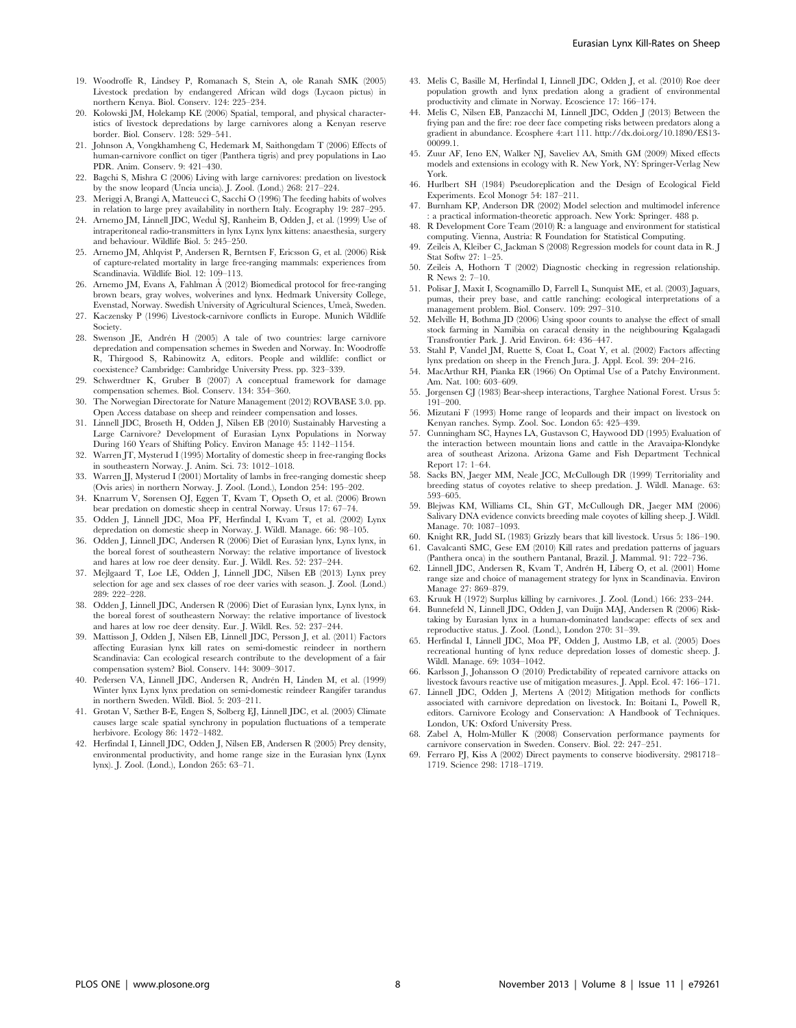19. Woodroffe R, Lindsey P, Romanach S, Stein A, ole Ranah SMK (2005) Livestock predation by endangered African wild dogs (Lycaon pictus) in northern Kenya. Biol. Conserv. 124: 225–234.
20. Kolowski JM, Holekamp KE (2006) Spatial, temporal, and physical characteristics of livestock depredations by large carnivores along a Kenyan reserve border. Biol. Conserv. 128: 529–541.
21. Johnson A, Vongkhamheng C, Hedemark M, Saithongdam T (2006) Effects of human-carnivore conflict on tiger (Panthera tigris) and prey populations in Lao PDR. Anim. Conserv. 9: 421–430.
22. Bagchi S, Mishra C (2006) Living with large carnivores: predation on livestock by the snow leopard (Uncia uncia). J. Zool. (Lond.) 268: 217–224.
23. Meriggi A, Brangi A, Matteucci C, Sacchi O (1996) The feeding habits of wolves in relation to large prey availability in northern Italy. Ecography 19: 287–295.
24. Arnemo JM, Linnell JDC, Wedul SJ, Ranheim B, Odden J, et al. (1999) Use of intraperitoneal radio-transmitters in lynx Lynx lynx kittens: anaesthesia, surgery and behaviour. Wildlife Biol. 5: 245–250.
25. Arnemo JM, Ahlqvist P, Andersen R, Berntsen F, Ericsson G, et al. (2006) Risk of capture-related mortality in large free-ranging mammals: experiences from Scandinavia. Wildlife Biol. 12: 109–113.
26. Arnemo JM, Evans A, Fahlman Å (2012) Biomedical protocol for free-ranging brown bears, gray wolves, wolverines and lynx. Hedmark University College, Evenstad, Norway. Swedish University of Agricultural Sciences, Umeå, Sweden.
27. Kaczensky P (1996) Livestock-carnivore conflicts in Europe. Munich Wildlife Society.
28. Swenson JE, Andrén H (2005) A tale of two countries: large carnivore depredation and compensation schemes in Sweden and Norway. In: Woodroffe R, Thirgood S, Rabinowitz A, editors. People and wildlife: conflict or coexistence? Cambridge: Cambridge University Press. pp. 323–339.
29. Schwerdtner K, Gruber B (2007) A conceptual framework for damage compensation schemes. Biol. Conserv. 134: 354–360.
30. The Norwegian Directorate for Nature Management (2012) ROVBASE 3.0. pp. Open Access database on sheep and reindeer compensation and losses.
31. Linnell JDC, Broseth H, Odden J, Nilsen EB (2010) Sustainably Harvesting a Large Carnivore? Development of Eurasian Lynx Populations in Norway During 160 Years of Shifting Policy. Environ Manage 45: 1142–1154.
32. Warren JT, Mysterud I (1995) Mortality of domestic sheep in free-ranging flocks in southeastern Norway. J. Anim. Sci. 73: 1012–1018.
33. Warren JJ, Mysterud I (2001) Mortality of lambs in free-ranging domestic sheep (Ovis aries) in northern Norway. J. Zool. (Lond.), London 254: 195–202.
34. Knarrum V, Sørensen OJ, Eggen T, Kvam T, Opseth O, et al. (2006) Brown bear predation on domestic sheep in central Norway. Ursus 17: 67–74.
35. Odden J, Linnell JDC, Moa PF, Herfindal I, Kvam T, et al. (2002) Lynx depredation on domestic sheep in Norway. J. Wildl. Manage. 66: 98–105.
36. Odden J, Linnell JDC, Andersen R (2006) Diet of Eurasian lynx, Lynx lynx, in the boreal forest of southeastern Norway: the relative importance of livestock and hares at low roe deer density. Eur. J. Wildl. Res. 52: 237–244.
37. Mejlgaard T, Loe LE, Odden J, Linnell JDC, Nilsen EB (2013) Lynx prey selection for age and sex classes of roe deer varies with season. J. Zool. (Lond.) 289: 222–228.
38. Odden J, Linnell JDC, Andersen R (2006) Diet of Eurasian lynx, Lynx lynx, in the boreal forest of southeastern Norway: the relative importance of livestock and hares at low roe deer density. Eur. J. Wildl. Res. 52: 237–244.
39. Mattisson J, Odden J, Nilsen EB, Linnell JDC, Persson J, et al. (2011) Factors affecting Eurasian lynx kill rates on semi-domestic reindeer in northern Scandinavia: Can ecological research contribute to the development of a fair compensation system? Biol. Conserv. 144: 3009–3017.
40. Pedersen VA, Linnell JDC, Andersen R, Andrén H, Linden M, et al. (1999) Winter lynx Lynx lynx predation on semi-domestic reindeer Rangifer tarandus in northern Sweden. Wildl. Biol. 5: 203–211.
41. Grotan V, Sæther B-E, Engen S, Solberg EJ, Linnell JDC, et al. (2005) Climate causes large scale spatial synchrony in population fluctuations of a temperate herbivore. Ecology 86: 1472–1482.
42. Herfindal I, Linnell JDC, Odden J, Nilsen EB, Andersen R (2005) Prey density, environmental productivity, and home range size in the Eurasian lynx (Lynx lynx). J. Zool. (Lond.), London 265: 63–71.
43. Melis C, Basille M, Herfindal I, Linnell JDC, Odden J, et al. (2010) Roe deer population growth and lynx predation along a gradient of environmental productivity and climate in Norway. Ecoscience 17: 166–174.
44. Melis C, Nilsen EB, Panzacchi M, Linnell JDC, Odden J (2013) Between the frying pan and the fire: roe deer face competing risks between predators along a gradient in abundance. Ecosphere 4:art 111. http://dx.doi.org/10.1890/ES13-00099.1.
45. Zuur AF, Ieno EN, Walker NJ, Saveliev AA, Smith GM (2009) Mixed effects models and extensions in ecology with R. New York, NY: Springer-Verlag New York.
46. Hurlbert SH (1984) Pseudoreplication and the Design of Ecological Field Experiments. Ecol Monogr 54: 187–211.
47. Burnham KP, Anderson DR (2002) Model selection and multimodel inference : a practical information-theoretic approach. New York: Springer. 488 p.
48. R Development Core Team (2010) R: a language and environment for statistical computing. Vienna, Austria: R Foundation for Statistical Computing.
49. Zeileis A, Kleiber C, Jackman S (2008) Regression models for count data in R. J Stat Softw 27: 1–25.
50. Zeileis A, Hothorn T (2002) Diagnostic checking in regression relationship. R News 2: 7–10.
51. Polisar J, Maxit I, Scognamillo D, Farrell L, Sunquist ME, et al. (2003) Jaguars, pumas, their prey base, and cattle ranching: ecological interpretations of a management problem. Biol. Conserv. 109: 297–310.
52. Melville H, Bothma JD (2006) Using spoor counts to analyse the effect of small stock farming in Namibia on caracal density in the neighbouring Kgalagadi Transfrontier Park. J. Arid Environ. 64: 436–447.
53. Stahl P, Vandel JM, Ruette S, Coat L, Coat Y, et al. (2002) Factors affecting lynx predation on sheep in the French Jura. J. Appl. Ecol. 39: 204–216.
54. MacArthur RH, Pianka ER (1966) On Optimal Use of a Patchy Environment. Am. Nat. 100: 603–609.
55. Jorgensen CJ (1983) Bear-sheep interactions, Targhee National Forest. Ursus 5: 191–200.
56. Mizutani F (1993) Home range of leopards and their impact on livestock on Kenyan ranches. Symp. Zool. Soc. London 65: 425–439.
57. Cunningham SC, Haynes LA, Gustavson C, Haywood DD (1995) Evaluation of the interaction between mountain lions and cattle in the Aravaipa-Klondyke area of southeast Arizona. Arizona Game and Fish Department Technical Report 17: 1–64.
58. Sacks BN, Jaeger MM, Neale JCC, McCullough DR (1999) Territoriality and breeding status of coyotes relative to sheep predation. J. Wildl. Manage. 63: 593–605.
59. Blejwas KM, Williams CL, Shin GT, McCullough DR, Jaeger MM (2006) Salivary DNA evidence convicts breeding male coyotes of killing sheep. J. Wildl. Manage. 70: 1087–1093.
60. Knight RR, Judd SL (1983) Grizzly bears that kill livestock. Ursus 5: 186–190.
61. Cavalcanti SMC, Gese EM (2010) Kill rates and predation patterns of jaguars (Panthera onca) in the southern Pantanal, Brazil. J. Mammal. 91: 722–736.
62. Linnell JDC, Andersen R, Kvam T, Andrén H, Liberg O, et al. (2001) Home range size and choice of management strategy for lynx in Scandinavia. Environ Manage 27: 869–879.
63. Kruuk H (1972) Surplus killing by carnivores. J. Zool. (Lond.) 166: 233–244.
64. Bunnefeld N, Linnell JDC, Odden J, van Duijn MAJ, Andersen R (2006) Risk-taking by Eurasian lynx in a human-dominated landscape: effects of sex and reproductive status. J. Zool. (Lond.), London 270: 31–39.
65. Herfindal I, Linnell JDC, Moa PF, Odden J, Austmo LB, et al. (2005) Does recreational hunting of lynx reduce depredation losses of domestic sheep. J. Wildl. Manage. 69: 1034–1042.
66. Karlsson J, Johansson O (2010) Predictability of repeated carnivore attacks on livestock favours reactive use of mitigation measures. J. Appl. Ecol. 47: 166–171.
67. Linnell JDC, Odden J, Mertens A (2012) Mitigation methods for conflicts associated with carnivore depredation on livestock. In: Boitani L, Powell R, editors. Carnivore Ecology and Conservation: A Handbook of Techniques. London, UK: Oxford University Press.
68. Zabel A, Holm-Müller K (2008) Conservation performance payments for carnivore conservation in Sweden. Conserv. Biol. 22: 247–251.
69. Ferraro PJ, Kiss A (2002) Direct payments to conserve biodiversity. 2981718–1719. Science 298: 1718–1719.